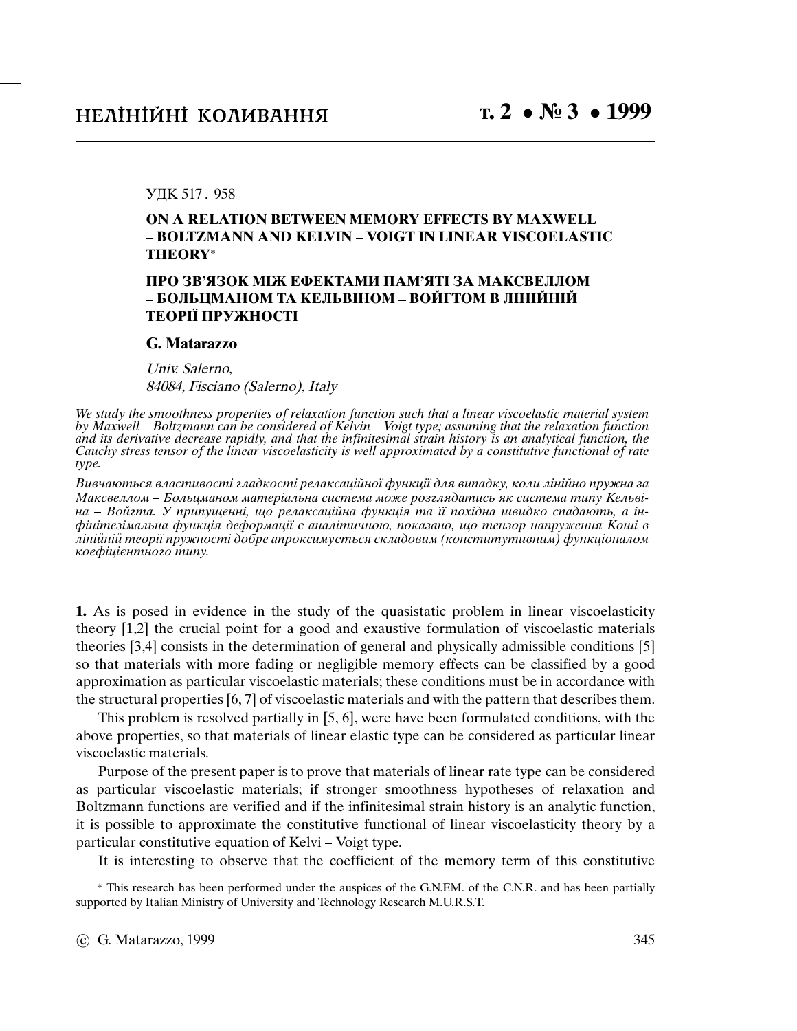УДК 517 . 958

# ON A RELATION BETWEEN MEMORY EFFECTS BY MAXWELL – BOLTZMANN AND KELVIN – VOIGT IN LINEAR VISCOELASTIC THEORY*

# ПРО ЗВ'ЯЗОК МІЖ ЕФЕКТАМИ ПАМ'ЯТІ ЗА МАКСВЕЛЛОМ – БОЛЬЦМАНОМ ТА КЕЛЬВІНОМ – ВОЙГТОМ В ЛІНІЙНІЙ ТЕОРІЇ ПРУЖНОСТІ

**G. Matarazzo**

*Univ. Salerno,*
*84084, Fisciano (Salerno), Italy*

*We study the smoothness properties of relaxation function such that a linear viscoelastic material system by Maxwell – Boltzmann can be considered of Kelvin – Voigt type; assuming that the relaxation function and its derivative decrease rapidly, and that the infinitesimal strain history is an analytical function, the Cauchy stress tensor of the linear viscoelasticity is well approximated by a constitutive functional of rate type.*

*Вивчаються властивості гладкості релаксаційної функції для випадку, коли лінійно пружна за Максвеллом – Больцманом матеріальна система може розглядатись як система типу Кельвіна – Войгта. У припущенні, що релаксаційна функція та її похідна швидко спадають, а інфінітезімальна функція деформації є аналітичною, показано, що тензор напруження Коші в лінійній теорії пружності добре апроксимується складовим (конститутивним) функціоналом коефіцієнтного типу.*

**1.** As is posed in evidence in the study of the quasistatic problem in linear viscoelasticity theory [1,2] the crucial point for a good and exaustive formulation of viscoelastic materials theories [3,4] consists in the determination of general and physically admissible conditions [5] so that materials with more fading or negligible memory effects can be classified by a good approximation as particular viscoelastic materials; these conditions must be in accordance with the structural properties [6, 7] of viscoelastic materials and with the pattern that describes them.

This problem is resolved partially in [5, 6], were have been formulated conditions, with the above properties, so that materials of linear elastic type can be considered as particular linear viscoelastic materials.

Purpose of the present paper is to prove that materials of linear rate type can be considered as particular viscoelastic materials; if stronger smoothness hypotheses of relaxation and Boltzmann functions are verified and if the infinitesimal strain history is an analytic function, it is possible to approximate the constitutive functional of linear viscoelasticity theory by a particular constitutive equation of Kelvi – Voigt type.

It is interesting to observe that the coefficient of the memory term of this constitutive

* This research has been performed under the auspices of the G.N.F.M. of the C.N.R. and has been partially supported by Italian Ministry of University and Technology Research M.U.R.S.T.

© G. Matarazzo, 1999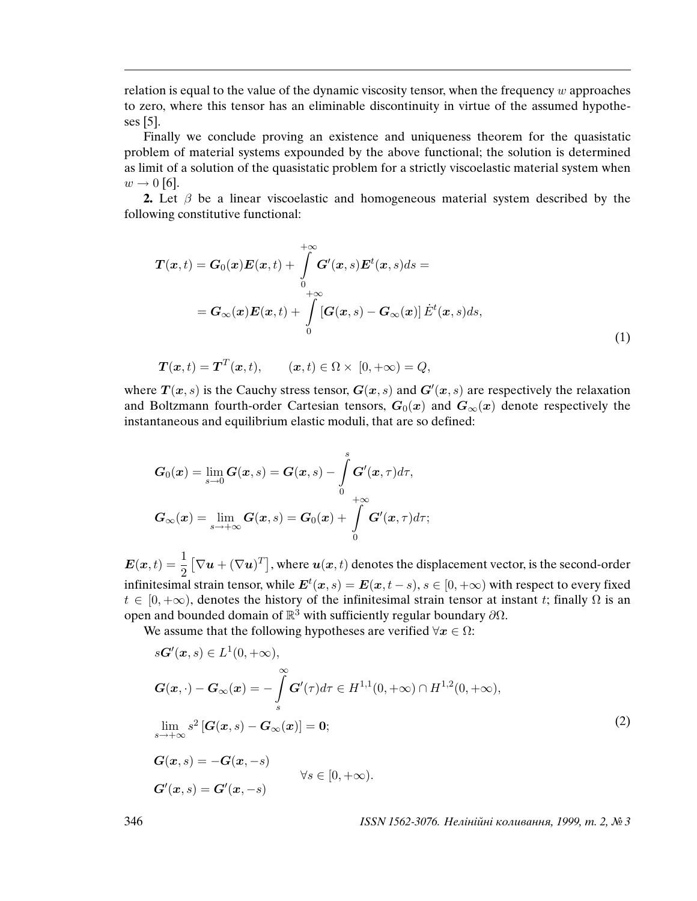relation is equal to the value of the dynamic viscosity tensor, when the frequency $w$ approaches to zero, where this tensor has an eliminable discontinuity in virtue of the assumed hypotheses [5].

Finally we conclude proving an existence and uniqueness theorem for the quasistatic problem of material systems expounded by the above functional; the solution is determined as limit of a solution of the quasistatic problem for a strictly viscoelastic material system when $w \to 0$ [6].

**2.** Let $\beta$ be a linear viscoelastic and homogeneous material system described by the following constitutive functional:

$$
\begin{gathered}
\boldsymbol{T}(\boldsymbol{x},t) = \boldsymbol{G}_0(\boldsymbol{x})\boldsymbol{E}(\boldsymbol{x},t) + \int\limits_0^{+\infty} \boldsymbol{G}'(\boldsymbol{x},s)\boldsymbol{E}^t(\boldsymbol{x},s)ds = \\
= \boldsymbol{G}_\infty(\boldsymbol{x})\boldsymbol{E}(\boldsymbol{x},t) + \int\limits_0^{+\infty} \left[\boldsymbol{G}(\boldsymbol{x},s) - \boldsymbol{G}_\infty(\boldsymbol{x})\right] \dot{E}^t(\boldsymbol{x},s)ds,
\end{gathered}
\tag{1}
$$

$$
\boldsymbol{T}(\boldsymbol{x},t) = \boldsymbol{T}^T(\boldsymbol{x},t), \qquad (\boldsymbol{x},t) \in \Omega \times [0,+\infty) = Q,
$$

where $\boldsymbol{T}(\boldsymbol{x},s)$ is the Cauchy stress tensor, $\boldsymbol{G}(\boldsymbol{x},s)$ and $\boldsymbol{G}'(\boldsymbol{x},s)$ are respectively the relaxation and Boltzmann fourth-order Cartesian tensors, $\boldsymbol{G}_0(\boldsymbol{x})$ and $\boldsymbol{G}_\infty(\boldsymbol{x})$ denote respectively the instantaneous and equilibrium elastic moduli, that are so defined:

$$
\boldsymbol{G}_0(\boldsymbol{x}) = \lim_{s\to 0} \boldsymbol{G}(\boldsymbol{x},s) = \boldsymbol{G}(\boldsymbol{x},s) - \int\limits_0^s \boldsymbol{G}'(\boldsymbol{x},\tau)d\tau,
$$

$$
\boldsymbol{G}_\infty(\boldsymbol{x}) = \lim_{s\to +\infty} \boldsymbol{G}(\boldsymbol{x},s) = \boldsymbol{G}_0(\boldsymbol{x}) + \int\limits_0^{+\infty} \boldsymbol{G}'(\boldsymbol{x},\tau)d\tau;
$$

$\boldsymbol{E}(\boldsymbol{x},t) = \dfrac{1}{2}\left[\nabla \boldsymbol{u} + (\nabla \boldsymbol{u})^T\right]$, where $\boldsymbol{u}(\boldsymbol{x},t)$ denotes the displacement vector, is the second-order infinitesimal strain tensor, while $\boldsymbol{E}^t(\boldsymbol{x},s) = \boldsymbol{E}(\boldsymbol{x},t-s)$, $s \in [0,+\infty)$ with respect to every fixed $t \in [0,+\infty)$, denotes the history of the infinitesimal strain tensor at instant $t$; finally $\Omega$ is an open and bounded domain of $\mathbb{R}^3$ with sufficiently regular boundary $\partial\Omega$.

We assume that the following hypotheses are verified $\forall \boldsymbol{x} \in \Omega$:

$$
\begin{gathered}
s\boldsymbol{G}'(\boldsymbol{x},s) \in L^1(0,+\infty), \\
\boldsymbol{G}(\boldsymbol{x},\cdot) - \boldsymbol{G}_\infty(\boldsymbol{x}) = -\int\limits_s^\infty \boldsymbol{G}'(\tau)d\tau \in H^{1,1}(0,+\infty) \cap H^{1,2}(0,+\infty), \\
\lim_{s\to+\infty} s^2\left[\boldsymbol{G}(\boldsymbol{x},s) - \boldsymbol{G}_\infty(\boldsymbol{x})\right] = \boldsymbol{0}; \\
\left.\begin{aligned}
\boldsymbol{G}(\boldsymbol{x},s) &= -\boldsymbol{G}(\boldsymbol{x},-s) \\
\boldsymbol{G}'(\boldsymbol{x},s) &= \boldsymbol{G}'(\boldsymbol{x},-s)
\end{aligned}\right. \qquad \forall s \in [0,+\infty).
\end{gathered}
\tag{2}
$$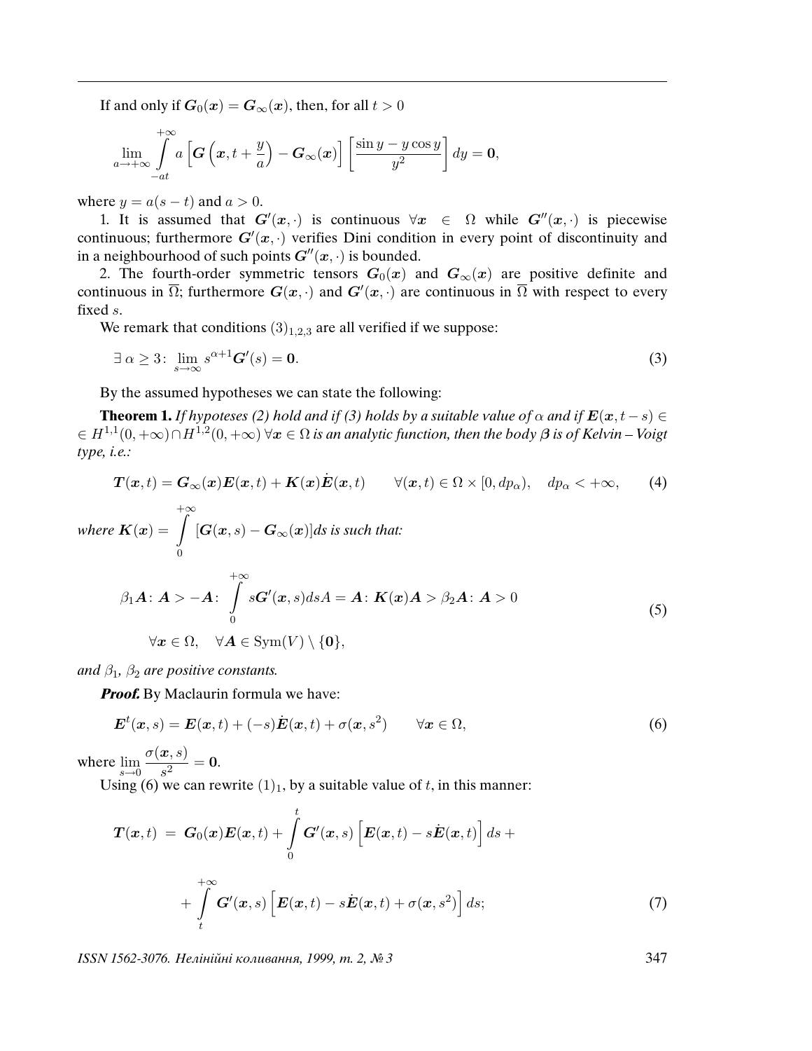If and only if $\boldsymbol{G}_0(\boldsymbol{x}) = \boldsymbol{G}_\infty(\boldsymbol{x})$, then, for all $t > 0$

$$\lim_{a\to+\infty} \int_{-at}^{+\infty} a \left[ \boldsymbol{G}\left(\boldsymbol{x}, t + \frac{y}{a}\right) - \boldsymbol{G}_\infty(\boldsymbol{x}) \right] \left[ \frac{\sin y - y\cos y}{y^2} \right] dy = \boldsymbol{0},$$

where $y = a(s - t)$ and $a > 0$.

1. It is assumed that $\boldsymbol{G}'(\boldsymbol{x}, \cdot)$ is continuous $\forall \boldsymbol{x} \in \Omega$ while $\boldsymbol{G}''(\boldsymbol{x}, \cdot)$ is piecewise continuous; furthermore $\boldsymbol{G}'(\boldsymbol{x}, \cdot)$ verifies Dini condition in every point of discontinuity and in a neighbourhood of such points $\boldsymbol{G}''(\boldsymbol{x}, \cdot)$ is bounded.

2. The fourth-order symmetric tensors $\boldsymbol{G}_0(\boldsymbol{x})$ and $\boldsymbol{G}_\infty(\boldsymbol{x})$ are positive definite and continuous in $\overline{\Omega}$; furthermore $\boldsymbol{G}(\boldsymbol{x}, \cdot)$ and $\boldsymbol{G}'(\boldsymbol{x}, \cdot)$ are continuous in $\overline{\Omega}$ with respect to every fixed $s$.

We remark that conditions $(3)_{1,2,3}$ are all verified if we suppose:

$$\exists\, \alpha \geq 3\colon \lim_{s\to\infty} s^{\alpha+1} \boldsymbol{G}'(s) = \boldsymbol{0}. \tag{3}$$

By the assumed hypotheses we can state the following:

**Theorem 1.** *If hypoteses (2) hold and if (3) holds by a suitable value of $\alpha$ and if $\boldsymbol{E}(\boldsymbol{x}, t - s) \in H^{1,1}(0, +\infty) \cap H^{1,2}(0, +\infty)$ $\forall \boldsymbol{x} \in \Omega$ is an analytic function, then the body $\boldsymbol{\beta}$ is of Kelvin – Voigt type, i.e.:*

$$\boldsymbol{T}(\boldsymbol{x}, t) = \boldsymbol{G}_\infty(\boldsymbol{x}) \boldsymbol{E}(\boldsymbol{x}, t) + \boldsymbol{K}(\boldsymbol{x}) \dot{\boldsymbol{E}}(\boldsymbol{x}, t) \qquad \forall (\boldsymbol{x}, t) \in \Omega \times [0, dp_\alpha), \quad dp_\alpha < +\infty, \tag{4}$$

*where* $\boldsymbol{K}(\boldsymbol{x}) = \int_0^{+\infty} [\boldsymbol{G}(\boldsymbol{x}, s) - \boldsymbol{G}_\infty(\boldsymbol{x})] ds$ *is such that:*

$$\begin{gathered} \beta_1 \boldsymbol{A}\colon \boldsymbol{A} > -\boldsymbol{A}\colon \int_0^{+\infty} s\boldsymbol{G}'(\boldsymbol{x}, s) ds \boldsymbol{A} = \boldsymbol{A}\colon \boldsymbol{K}(\boldsymbol{x}) \boldsymbol{A} > \beta_2 \boldsymbol{A}\colon \boldsymbol{A} > 0 \\ \forall \boldsymbol{x} \in \Omega, \quad \forall \boldsymbol{A} \in \mathrm{Sym}(V) \setminus \{\boldsymbol{0}\}, \end{gathered} \tag{5}$$

*and $\beta_1$, $\beta_2$ are positive constants.*

***Proof.*** By Maclaurin formula we have:

$$\boldsymbol{E}^t(\boldsymbol{x}, s) = \boldsymbol{E}(\boldsymbol{x}, t) + (-s) \dot{\boldsymbol{E}}(\boldsymbol{x}, t) + \sigma(\boldsymbol{x}, s^2) \qquad \forall \boldsymbol{x} \in \Omega, \tag{6}$$

where $\lim_{s\to 0} \dfrac{\sigma(\boldsymbol{x}, s)}{s^2} = \boldsymbol{0}$.

Using (6) we can rewrite $(1)_1$, by a suitable value of $t$, in this manner:

$$\begin{aligned} \boldsymbol{T}(\boldsymbol{x}, t) \ = \ & \boldsymbol{G}_0(\boldsymbol{x}) \boldsymbol{E}(\boldsymbol{x}, t) + \int_0^t \boldsymbol{G}'(\boldsymbol{x}, s) \left[ \boldsymbol{E}(\boldsymbol{x}, t) - s\dot{\boldsymbol{E}}(\boldsymbol{x}, t) \right] ds + \\ & + \int_t^{+\infty} \boldsymbol{G}'(\boldsymbol{x}, s) \left[ \boldsymbol{E}(\boldsymbol{x}, t) - s\dot{\boldsymbol{E}}(\boldsymbol{x}, t) + \sigma(\boldsymbol{x}, s^2) \right] ds; \end{aligned} \tag{7}$$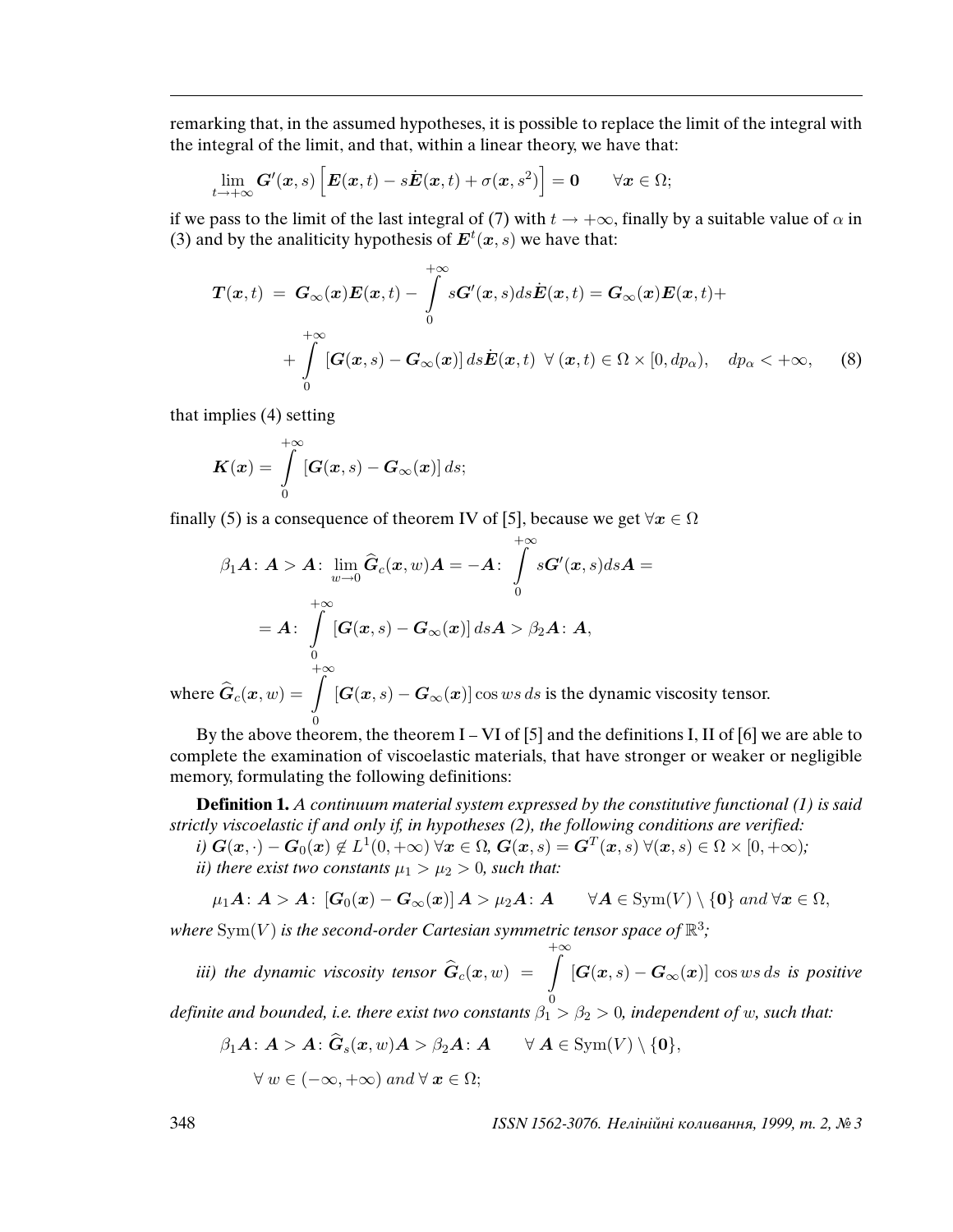remarking that, in the assumed hypotheses, it is possible to replace the limit of the integral with the integral of the limit, and that, within a linear theory, we have that:

$$\lim_{t\to+\infty} \boldsymbol{G}'(\boldsymbol{x},s)\left[\boldsymbol{E}(\boldsymbol{x},t) - s\dot{\boldsymbol{E}}(\boldsymbol{x},t) + \sigma(\boldsymbol{x},s^2)\right] = \boldsymbol{0} \qquad \forall \boldsymbol{x}\in\Omega;$$

if we pass to the limit of the last integral of (7) with $t \to +\infty$, finally by a suitable value of $\alpha$ in (3) and by the analiticity hypothesis of $\boldsymbol{E}^t(\boldsymbol{x},s)$ we have that:

$$\begin{aligned}\boldsymbol{T}(\boldsymbol{x},t) \;&=\; \boldsymbol{G}_\infty(\boldsymbol{x})\boldsymbol{E}(\boldsymbol{x},t) - \int_0^{+\infty} s\boldsymbol{G}'(\boldsymbol{x},s)ds\dot{\boldsymbol{E}}(\boldsymbol{x},t) = \boldsymbol{G}_\infty(\boldsymbol{x})\boldsymbol{E}(\boldsymbol{x},t) + \\ &+ \int_0^{+\infty}\left[\boldsymbol{G}(\boldsymbol{x},s) - \boldsymbol{G}_\infty(\boldsymbol{x})\right]ds\dot{\boldsymbol{E}}(\boldsymbol{x},t)\;\; \forall\,(\boldsymbol{x},t)\in\Omega\times[0,dp_\alpha), \quad dp_\alpha < +\infty, \end{aligned} \tag{8}$$

that implies (4) setting

$$\boldsymbol{K}(\boldsymbol{x}) = \int_0^{+\infty}\left[\boldsymbol{G}(\boldsymbol{x},s) - \boldsymbol{G}_\infty(\boldsymbol{x})\right]ds;$$

finally (5) is a consequence of theorem IV of [5], because we get $\forall \boldsymbol{x}\in\Omega$

$$\begin{aligned}\beta_1\boldsymbol{A}\colon\boldsymbol{A} > \boldsymbol{A}\colon \lim_{w\to 0}\widehat{\boldsymbol{G}}_c(\boldsymbol{x},w)\boldsymbol{A} = -\boldsymbol{A}\colon \int_0^{+\infty} s\boldsymbol{G}'(\boldsymbol{x},s)ds\boldsymbol{A} = \\ = \boldsymbol{A}\colon \int_0^{+\infty}\left[\boldsymbol{G}(\boldsymbol{x},s) - \boldsymbol{G}_\infty(\boldsymbol{x})\right]ds\boldsymbol{A} > \beta_2\boldsymbol{A}\colon\boldsymbol{A},\end{aligned}$$

where $\widehat{\boldsymbol{G}}_c(\boldsymbol{x},w) = \int_0^{+\infty}\left[\boldsymbol{G}(\boldsymbol{x},s) - \boldsymbol{G}_\infty(\boldsymbol{x})\right]\cos ws\,ds$ is the dynamic viscosity tensor.

By the above theorem, the theorem I – VI of [5] and the definitions I, II of [6] we are able to complete the examination of viscoelastic materials, that have stronger or weaker or negligible memory, formulating the following definitions:

**Definition 1.** *A continuum material system expressed by the constitutive functional (1) is said strictly viscoelastic if and only if, in hypotheses (2), the following conditions are verified:*

*i)* $\boldsymbol{G}(\boldsymbol{x},\cdot) - \boldsymbol{G}_0(\boldsymbol{x}) \notin L^1(0,+\infty)\ \forall \boldsymbol{x}\in\Omega$, $\boldsymbol{G}(\boldsymbol{x},s) = \boldsymbol{G}^T(\boldsymbol{x},s)\ \forall(\boldsymbol{x},s)\in\Omega\times[0,+\infty)$*;*

*ii) there exist two constants* $\mu_1 > \mu_2 > 0$*, such that:*

$$\mu_1\boldsymbol{A}\colon\boldsymbol{A} > \boldsymbol{A}\colon\left[\boldsymbol{G}_0(\boldsymbol{x}) - \boldsymbol{G}_\infty(\boldsymbol{x})\right]\boldsymbol{A} > \mu_2\boldsymbol{A}\colon\boldsymbol{A} \qquad \forall\boldsymbol{A}\in\mathrm{Sym}(V)\setminus\{\boldsymbol{0}\}\ and\ \forall\boldsymbol{x}\in\Omega,$$

*where* $\mathrm{Sym}(V)$ *is the second-order Cartesian symmetric tensor space of* $\mathbb{R}^3$*;*

*iii) the dynamic viscosity tensor* $\widehat{\boldsymbol{G}}_c(\boldsymbol{x},w) = \int_0^{+\infty}\left[\boldsymbol{G}(\boldsymbol{x},s) - \boldsymbol{G}_\infty(\boldsymbol{x})\right]\cos ws\,ds$ *is positive definite and bounded, i.e. there exist two constants* $\beta_1 > \beta_2 > 0$*, independent of* $w$*, such that:*

$$\beta_1\boldsymbol{A}\colon\boldsymbol{A} > \boldsymbol{A}\colon\widehat{\boldsymbol{G}}_s(\boldsymbol{x},w)\boldsymbol{A} > \beta_2\boldsymbol{A}\colon\boldsymbol{A} \qquad \forall\ \boldsymbol{A}\in\mathrm{Sym}(V)\setminus\{\boldsymbol{0}\},$$

$$\forall\ w\in(-\infty,+\infty)\ and\ \forall\ \boldsymbol{x}\in\Omega;$$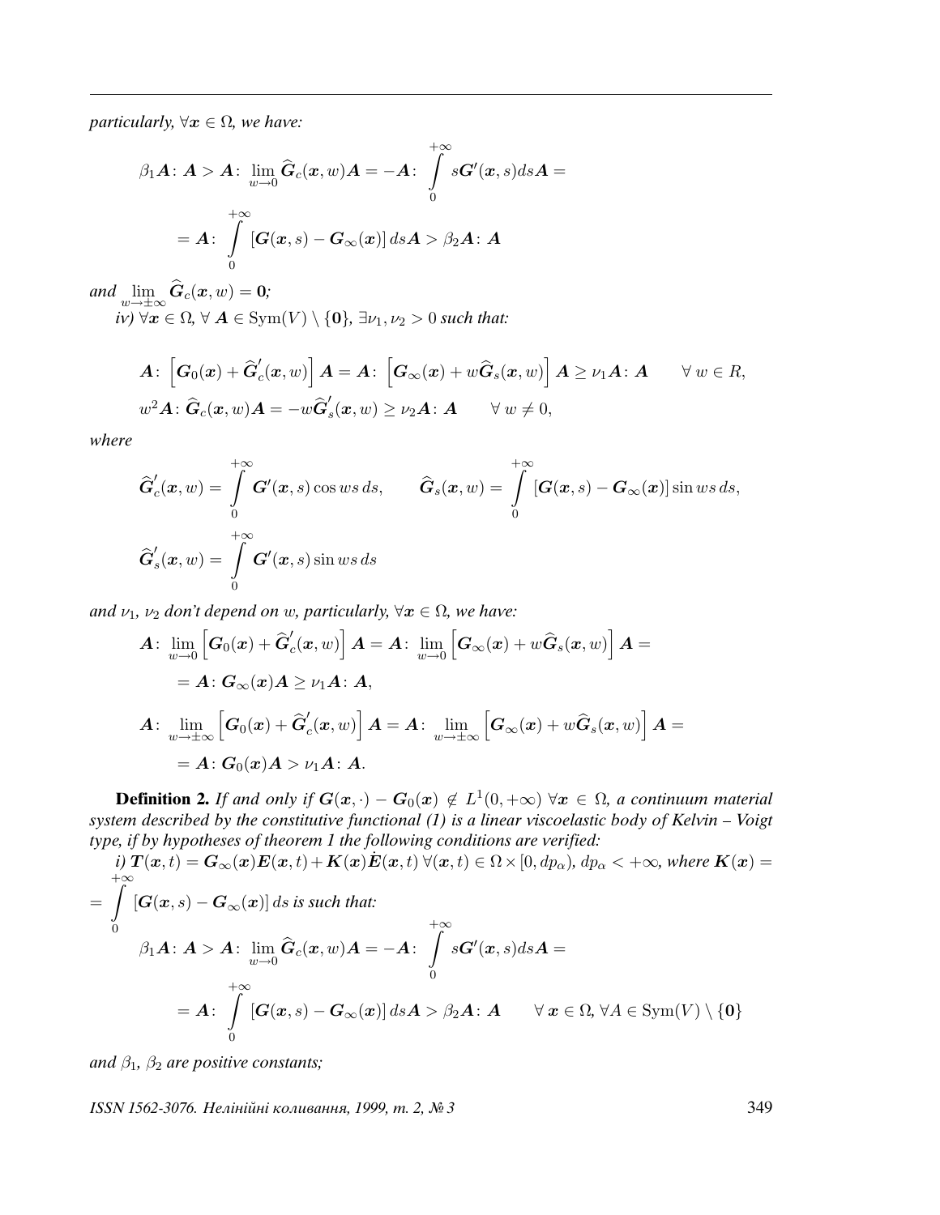*particularly, $\forall \boldsymbol{x} \in \Omega$, we have:*

$$\beta_1 \boldsymbol{A} \colon \boldsymbol{A} > \boldsymbol{A} \colon \lim_{w \to 0} \widehat{\boldsymbol{G}}_c(\boldsymbol{x}, w) \boldsymbol{A} = -\boldsymbol{A} \colon \int\limits_0^{+\infty} s \boldsymbol{G}'(\boldsymbol{x}, s) ds \boldsymbol{A} =$$

$$= \boldsymbol{A} \colon \int\limits_0^{+\infty} \left[ \boldsymbol{G}(\boldsymbol{x}, s) - \boldsymbol{G}_\infty(\boldsymbol{x}) \right] ds \boldsymbol{A} > \beta_2 \boldsymbol{A} \colon \boldsymbol{A}$$

*and* $\lim\limits_{w \to \pm\infty} \widehat{\boldsymbol{G}}_c(\boldsymbol{x}, w) = \boldsymbol{0}$*;*

*iv) $\forall \boldsymbol{x} \in \Omega$, $\forall \boldsymbol{A} \in \mathrm{Sym}(V) \setminus \{\boldsymbol{0}\}$, $\exists \nu_1, \nu_2 > 0$ such that:*

$$\boldsymbol{A} \colon \left[ \boldsymbol{G}_0(\boldsymbol{x}) + \widehat{\boldsymbol{G}}_c'(\boldsymbol{x}, w) \right] \boldsymbol{A} = \boldsymbol{A} \colon \left[ \boldsymbol{G}_\infty(\boldsymbol{x}) + w \widehat{\boldsymbol{G}}_s(\boldsymbol{x}, w) \right] \boldsymbol{A} \geq \nu_1 \boldsymbol{A} \colon \boldsymbol{A} \qquad \forall\, w \in R,$$

$$w^2 \boldsymbol{A} \colon \widehat{\boldsymbol{G}}_c(\boldsymbol{x}, w) \boldsymbol{A} = -w \widehat{\boldsymbol{G}}_s'(\boldsymbol{x}, w) \geq \nu_2 \boldsymbol{A} \colon \boldsymbol{A} \qquad \forall\, w \neq 0,$$

*where*

$$\widehat{\boldsymbol{G}}_c'(\boldsymbol{x}, w) = \int\limits_0^{+\infty} \boldsymbol{G}'(\boldsymbol{x}, s) \cos ws \, ds, \qquad \widehat{\boldsymbol{G}}_s(\boldsymbol{x}, w) = \int\limits_0^{+\infty} \left[ \boldsymbol{G}(\boldsymbol{x}, s) - \boldsymbol{G}_\infty(\boldsymbol{x}) \right] \sin ws \, ds,$$

$$\widehat{\boldsymbol{G}}_s'(\boldsymbol{x}, w) = \int\limits_0^{+\infty} \boldsymbol{G}'(\boldsymbol{x}, s) \sin ws \, ds$$

*and $\nu_1$, $\nu_2$ don't depend on $w$, particularly, $\forall \boldsymbol{x} \in \Omega$, we have:*

$$\boldsymbol{A} \colon \lim_{w \to 0} \left[ \boldsymbol{G}_0(\boldsymbol{x}) + \widehat{\boldsymbol{G}}_c'(\boldsymbol{x}, w) \right] \boldsymbol{A} = \boldsymbol{A} \colon \lim_{w \to 0} \left[ \boldsymbol{G}_\infty(\boldsymbol{x}) + w \widehat{\boldsymbol{G}}_s(\boldsymbol{x}, w) \right] \boldsymbol{A} =$$

$$= \boldsymbol{A} \colon \boldsymbol{G}_\infty(\boldsymbol{x}) \boldsymbol{A} \geq \nu_1 \boldsymbol{A} \colon \boldsymbol{A},$$

$$\boldsymbol{A} \colon \lim_{w \to \pm\infty} \left[ \boldsymbol{G}_0(\boldsymbol{x}) + \widehat{\boldsymbol{G}}_c'(\boldsymbol{x}, w) \right] \boldsymbol{A} = \boldsymbol{A} \colon \lim_{w \to \pm\infty} \left[ \boldsymbol{G}_\infty(\boldsymbol{x}) + w \widehat{\boldsymbol{G}}_s(\boldsymbol{x}, w) \right] \boldsymbol{A} =$$

$$= \boldsymbol{A} \colon \boldsymbol{G}_0(\boldsymbol{x}) \boldsymbol{A} > \nu_1 \boldsymbol{A} \colon \boldsymbol{A}.$$

**Definition 2.** *If and only if $\boldsymbol{G}(\boldsymbol{x}, \cdot) - \boldsymbol{G}_0(\boldsymbol{x}) \notin L^1(0, +\infty)$ $\forall \boldsymbol{x} \in \Omega$, a continuum material system described by the constitutive functional (1) is a linear viscoelastic body of Kelvin – Voigt type, if by hypotheses of theorem 1 the following conditions are verified:*

*i) $\boldsymbol{T}(\boldsymbol{x}, t) = \boldsymbol{G}_\infty(\boldsymbol{x}) \boldsymbol{E}(\boldsymbol{x}, t) + \boldsymbol{K}(\boldsymbol{x}) \dot{\boldsymbol{E}}(\boldsymbol{x}, t)$ $\forall (\boldsymbol{x}, t) \in \Omega \times [0, dp_\alpha)$, $dp_\alpha < +\infty$, where $\boldsymbol{K}(\boldsymbol{x}) = \int\limits_0^{+\infty} \left[ \boldsymbol{G}(\boldsymbol{x}, s) - \boldsymbol{G}_\infty(\boldsymbol{x}) \right] ds$ is such that:*

$$\beta_1 \boldsymbol{A} \colon \boldsymbol{A} > \boldsymbol{A} \colon \lim_{w \to 0} \widehat{\boldsymbol{G}}_c(\boldsymbol{x}, w) \boldsymbol{A} = -\boldsymbol{A} \colon \int\limits_0^{+\infty} s \boldsymbol{G}'(\boldsymbol{x}, s) ds \boldsymbol{A} =$$

$$= \boldsymbol{A} \colon \int\limits_0^{+\infty} \left[ \boldsymbol{G}(\boldsymbol{x}, s) - \boldsymbol{G}_\infty(\boldsymbol{x}) \right] ds \boldsymbol{A} > \beta_2 \boldsymbol{A} \colon \boldsymbol{A} \qquad \forall\, \boldsymbol{x} \in \Omega,\, \forall A \in \mathrm{Sym}(V) \setminus \{\boldsymbol{0}\}$$

*and $\beta_1$, $\beta_2$ are positive constants;*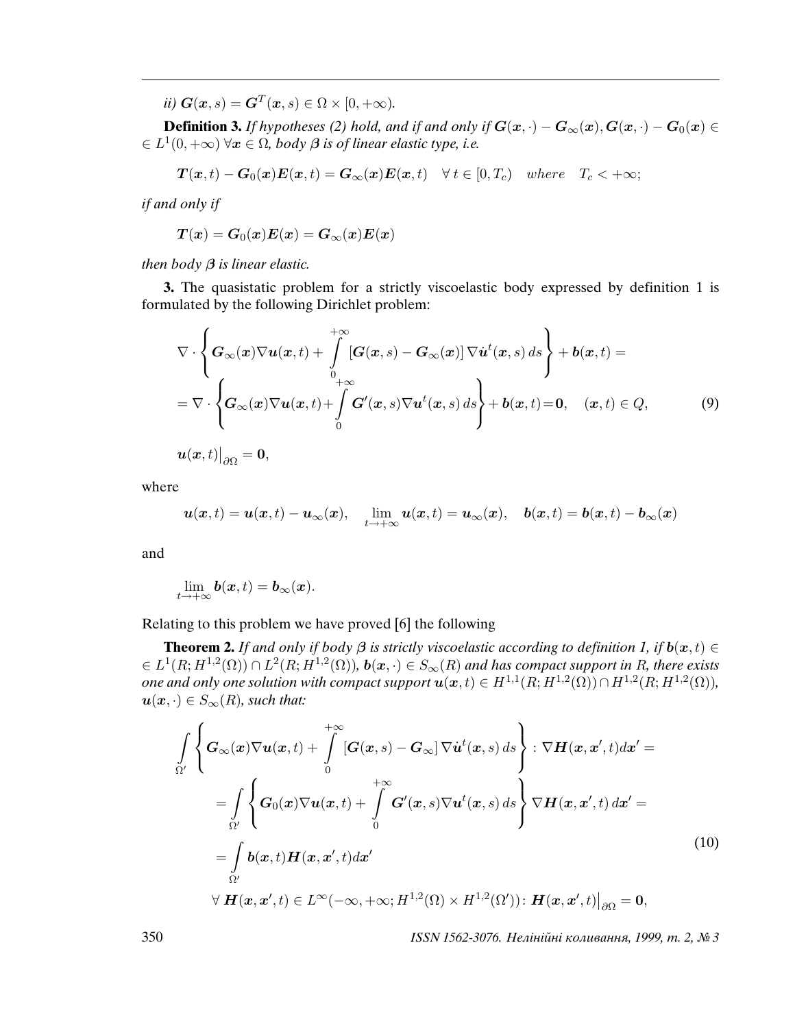*ii)* $\boldsymbol{G}(\boldsymbol{x}, s) = \boldsymbol{G}^T(\boldsymbol{x}, s) \in \Omega \times [0, +\infty)$.

**Definition 3.** *If hypotheses (2) hold, and if and only if* $\boldsymbol{G}(\boldsymbol{x}, \cdot) - \boldsymbol{G}_\infty(\boldsymbol{x}), \boldsymbol{G}(\boldsymbol{x}, \cdot) - \boldsymbol{G}_0(\boldsymbol{x}) \in \in L^1(0, +\infty)\ \forall \boldsymbol{x} \in \Omega$, *body* $\boldsymbol{\beta}$ *is of linear elastic type, i.e.*

$$\boldsymbol{T}(\boldsymbol{x}, t) - \boldsymbol{G}_0(\boldsymbol{x})\boldsymbol{E}(\boldsymbol{x}, t) = \boldsymbol{G}_\infty(\boldsymbol{x})\boldsymbol{E}(\boldsymbol{x}, t) \quad \forall\, t \in [0, T_c) \quad where \quad T_c < +\infty;$$

*if and only if*

$$\boldsymbol{T}(\boldsymbol{x}) = \boldsymbol{G}_0(\boldsymbol{x})\boldsymbol{E}(\boldsymbol{x}) = \boldsymbol{G}_\infty(\boldsymbol{x})\boldsymbol{E}(\boldsymbol{x})$$

*then body* $\boldsymbol{\beta}$ *is linear elastic.*

**3.** The quasistatic problem for a strictly viscoelastic body expressed by definition 1 is formulated by the following Dirichlet problem:

$$\nabla \cdot \left\{ \boldsymbol{G}_\infty(\boldsymbol{x})\nabla \boldsymbol{u}(\boldsymbol{x}, t) + \int_0^{+\infty} [\boldsymbol{G}(\boldsymbol{x}, s) - \boldsymbol{G}_\infty(\boldsymbol{x})]\, \nabla \dot{\boldsymbol{u}}^t(\boldsymbol{x}, s)\, ds \right\} + \boldsymbol{b}(\boldsymbol{x}, t) =$$
$$= \nabla \cdot \left\{ \boldsymbol{G}_\infty(\boldsymbol{x})\nabla \boldsymbol{u}(\boldsymbol{x}, t) + \int_0^{+\infty} \boldsymbol{G}'(\boldsymbol{x}, s)\nabla \boldsymbol{u}^t(\boldsymbol{x}, s)\, ds \right\} + \boldsymbol{b}(\boldsymbol{x}, t) = \boldsymbol{0}, \quad (\boldsymbol{x}, t) \in Q, \tag{9}$$

$$\boldsymbol{u}(\boldsymbol{x}, t)\big|_{\partial\Omega} = \boldsymbol{0},$$

where

$$\boldsymbol{u}(\boldsymbol{x}, t) = \boldsymbol{u}(\boldsymbol{x}, t) - \boldsymbol{u}_\infty(\boldsymbol{x}), \quad \lim_{t \to +\infty} \boldsymbol{u}(\boldsymbol{x}, t) = \boldsymbol{u}_\infty(\boldsymbol{x}), \quad \boldsymbol{b}(\boldsymbol{x}, t) = \boldsymbol{b}(\boldsymbol{x}, t) - \boldsymbol{b}_\infty(\boldsymbol{x})$$

and

$$\lim_{t \to +\infty} \boldsymbol{b}(\boldsymbol{x}, t) = \boldsymbol{b}_\infty(\boldsymbol{x}).$$

Relating to this problem we have proved [6] the following

**Theorem 2.** *If and only if body* $\boldsymbol{\beta}$ *is strictly viscoelastic according to definition 1, if* $\boldsymbol{b}(\boldsymbol{x}, t) \in \in L^1(R; H^{1,2}(\Omega)) \cap L^2(R; H^{1,2}(\Omega))$, $\boldsymbol{b}(\boldsymbol{x}, \cdot) \in S_\infty(R)$ *and has compact support in* $R$, *there exists one and only one solution with compact support* $\boldsymbol{u}(\boldsymbol{x}, t) \in H^{1,1}(R; H^{1,2}(\Omega)) \cap H^{1,2}(R; H^{1,2}(\Omega))$, $\boldsymbol{u}(\boldsymbol{x}, \cdot) \in S_\infty(R)$, *such that:*

$$\int_{\Omega'} \left\{ \boldsymbol{G}_\infty(\boldsymbol{x})\nabla \boldsymbol{u}(\boldsymbol{x}, t) + \int_0^{+\infty} [\boldsymbol{G}(\boldsymbol{x}, s) - \boldsymbol{G}_\infty]\, \nabla \dot{\boldsymbol{u}}^t(\boldsymbol{x}, s)\, ds \right\} : \nabla \boldsymbol{H}(\boldsymbol{x}, \boldsymbol{x}', t) d\boldsymbol{x}' =$$
$$= \int_{\Omega'} \left\{ \boldsymbol{G}_0(\boldsymbol{x})\nabla \boldsymbol{u}(\boldsymbol{x}, t) + \int_0^{+\infty} \boldsymbol{G}'(\boldsymbol{x}, s)\nabla \boldsymbol{u}^t(\boldsymbol{x}, s)\, ds \right\} \nabla \boldsymbol{H}(\boldsymbol{x}, \boldsymbol{x}', t)\, d\boldsymbol{x}' =$$
$$= \int_{\Omega'} \boldsymbol{b}(\boldsymbol{x}, t)\boldsymbol{H}(\boldsymbol{x}, \boldsymbol{x}', t) d\boldsymbol{x}' \tag{10}$$
$$\forall\, \boldsymbol{H}(\boldsymbol{x}, \boldsymbol{x}', t) \in L^\infty(-\infty, +\infty; H^{1,2}(\Omega) \times H^{1,2}(\Omega'))\colon \boldsymbol{H}(\boldsymbol{x}, \boldsymbol{x}', t)\big|_{\partial\Omega} = \boldsymbol{0},$$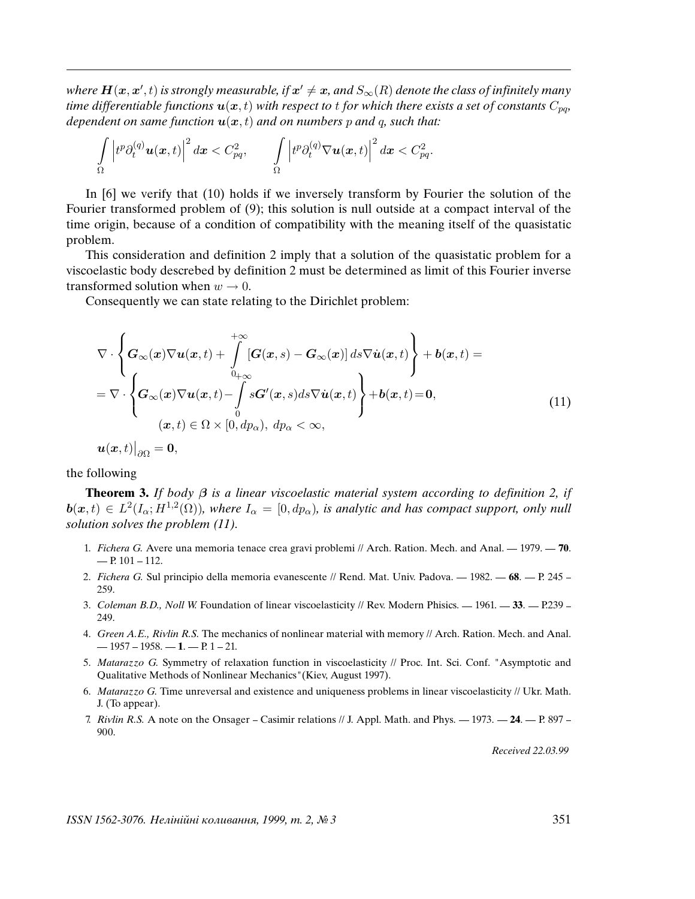*where $\boldsymbol{H}(\boldsymbol{x}, \boldsymbol{x}', t)$ is strongly measurable, if $\boldsymbol{x}' \neq \boldsymbol{x}$, and $S_\infty(R)$ denote the class of infinitely many time differentiable functions $\boldsymbol{u}(\boldsymbol{x}, t)$ with respect to $t$ for which there exists a set of constants $C_{pq}$, dependent on same function $\boldsymbol{u}(\boldsymbol{x}, t)$ and on numbers $p$ and $q$, such that:*

$$
\int\limits_{\Omega} \left| t^p \partial_t^{(q)} \boldsymbol{u}(\boldsymbol{x}, t) \right|^2 d\boldsymbol{x} < C_{pq}^2, \qquad \int\limits_{\Omega} \left| t^p \partial_t^{(q)} \nabla \boldsymbol{u}(\boldsymbol{x}, t) \right|^2 d\boldsymbol{x} < C_{pq}^2.
$$

In [6] we verify that (10) holds if we inversely transform by Fourier the solution of the Fourier transformed problem of (9); this solution is null outside at a compact interval of the time origin, because of a condition of compatibility with the meaning itself of the quasistatic problem.

This consideration and definition 2 imply that a solution of the quasistatic problem for a viscoelastic body descrebed by definition 2 must be determined as limit of this Fourier inverse transformed solution when $w \to 0$.

Consequently we can state relating to the Dirichlet problem:

$$
\begin{gathered}
\nabla \cdot \left\{ \boldsymbol{G}_\infty(\boldsymbol{x}) \nabla \boldsymbol{u}(\boldsymbol{x}, t) + \int\limits_0^{+\infty} \left[ \boldsymbol{G}(\boldsymbol{x}, s) - \boldsymbol{G}_\infty(\boldsymbol{x}) \right] ds \nabla \dot{\boldsymbol{u}}(\boldsymbol{x}, t) \right\} + \boldsymbol{b}(\boldsymbol{x}, t) = \\
= \nabla \cdot \left\{ \boldsymbol{G}_\infty(\boldsymbol{x}) \nabla \boldsymbol{u}(\boldsymbol{x}, t) - \int\limits_0^{+\infty} s \boldsymbol{G}'(\boldsymbol{x}, s) ds \nabla \dot{\boldsymbol{u}}(\boldsymbol{x}, t) \right\} + \boldsymbol{b}(\boldsymbol{x}, t) = \boldsymbol{0}, \\
(\boldsymbol{x}, t) \in \Omega \times [0, dp_\alpha), \; dp_\alpha < \infty, \\
\boldsymbol{u}(\boldsymbol{x}, t)\big|_{\partial\Omega} = \boldsymbol{0},
\end{gathered} \tag{11}
$$

the following

**Theorem 3.** *If body $\boldsymbol{\beta}$ is a linear viscoelastic material system according to definition 2, if $\boldsymbol{b}(\boldsymbol{x}, t) \in L^2(I_\alpha; H^{1,2}(\Omega))$, where $I_\alpha = [0, dp_\alpha)$, is analytic and has compact support, only null solution solves the problem (11).*

1. *Fichera G.* Avere una memoria tenace crea gravi problemi // Arch. Ration. Mech. and Anal. — 1979. — **70**. — P. 101 – 112.
2. *Fichera G.* Sul principio della memoria evanescente // Rend. Mat. Univ. Padova. — 1982. — **68**. — P. 245 – 259.
3. *Coleman B.D., Noll W.* Foundation of linear viscoelasticity // Rev. Modern Phisics. — 1961. — **33**. — P.239 – 249.
4. *Green A.E., Rivlin R.S.* The mechanics of nonlinear material with memory // Arch. Ration. Mech. and Anal. — 1957 – 1958. — **1**. — P. 1 – 21.
5. *Matarazzo G.* Symmetry of relaxation function in viscoelasticity // Proc. Int. Sci. Conf. "Asymptotic and Qualitative Methods of Nonlinear Mechanics"(Kiev, August 1997).
6. *Matarazzo G.* Time unreversal and existence and uniqueness problems in linear viscoelasticity // Ukr. Math. J. (To appear).
7. *Rivlin R.S.* A note on the Onsager – Casimir relations // J. Appl. Math. and Phys. — 1973. — **24**. — P. 897 – 900.

*Received 22.03.99*